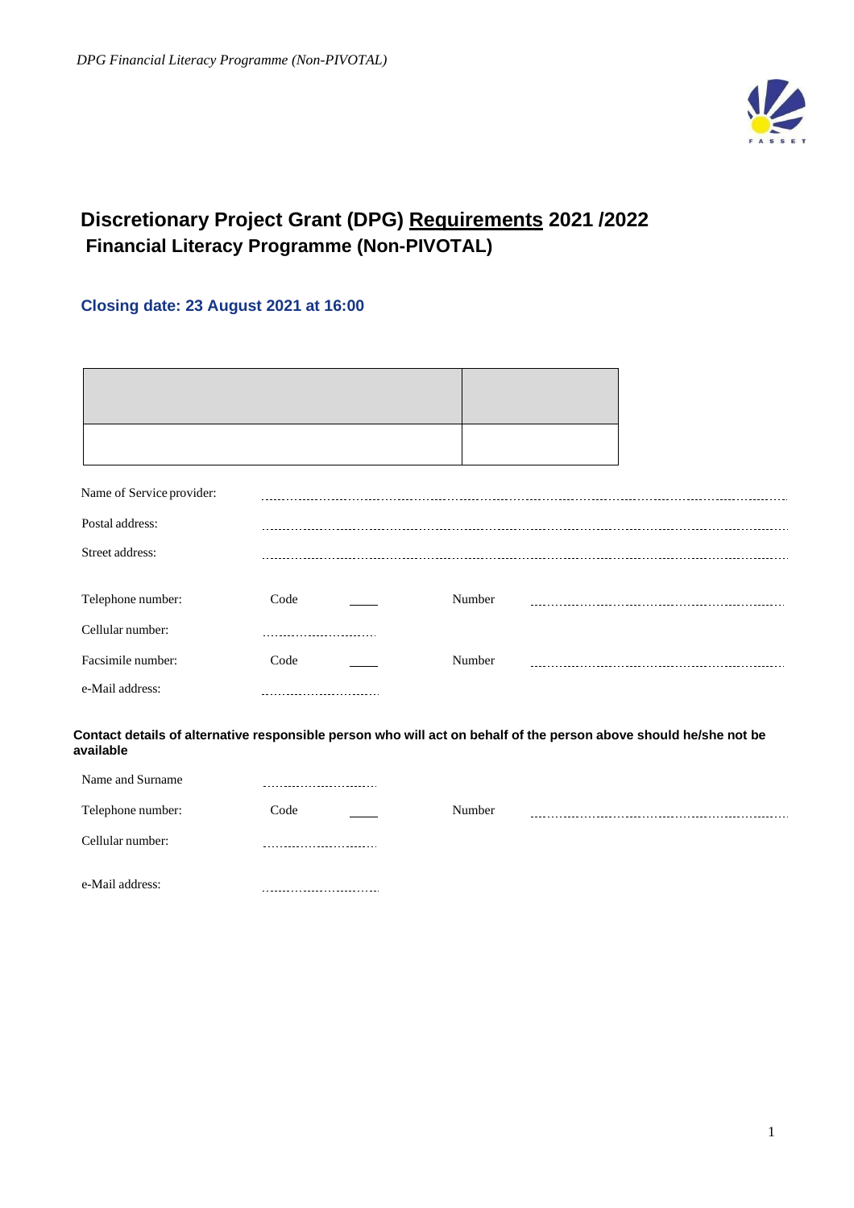# Discretionary Project Grant (DPG) Requirements 2021 /2022
## Financial Literacy Programme (Non-PIVOTAL)

**Closing date: 23 August 2021 at 16:00**

| | |
|---|---|
| | |

Name of Service provider: ..............................................................................................................

Postal address: ..............................................................................................................

Street address: ..............................................................................................................

Telephone number: Code ____ Number ..............................................................

Cellular number: ..............................

Facsimile number: Code ____ Number ..............................................................

e-Mail address: ..............................

**Contact details of alternative responsible person who will act on behalf of the person above should he/she not be available**

Name and Surname ..............................

Telephone number: Code ____ Number ..............................................................

Cellular number: ..............................

e-Mail address: ..............................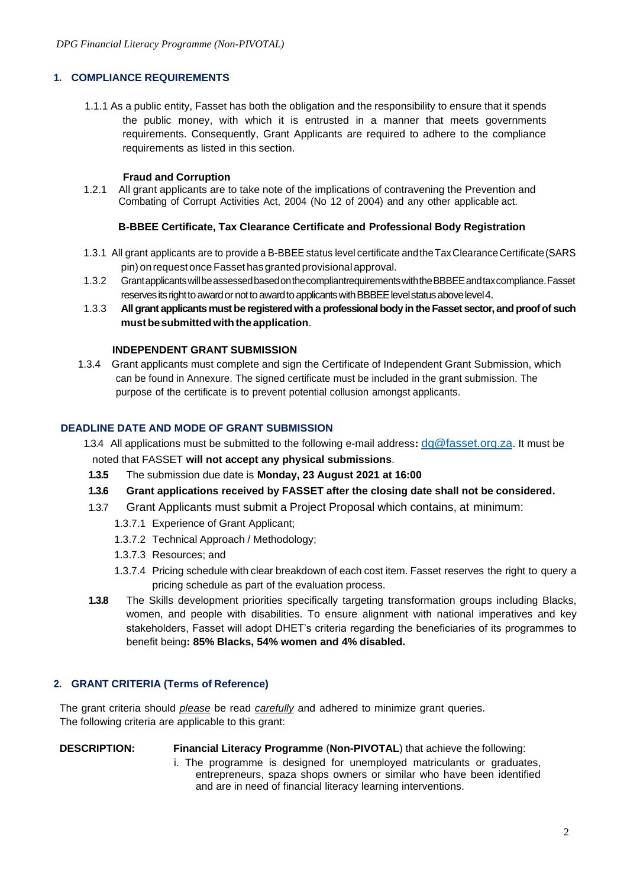## 1. COMPLIANCE REQUIREMENTS

1.1.1 As a public entity, Fasset has both the obligation and the responsibility to ensure that it spends the public money, with which it is entrusted in a manner that meets governments requirements. Consequently, Grant Applicants are required to adhere to the compliance requirements as listed in this section.

**Fraud and Corruption**

1.2.1 All grant applicants are to take note of the implications of contravening the Prevention and Combating of Corrupt Activities Act, 2004 (No 12 of 2004) and any other applicable act.

**B-BBEE Certificate, Tax Clearance Certificate and Professional Body Registration**

1.3.1 All grant applicants are to provide a B-BBEE status level certificate and the Tax Clearance Certificate (SARS pin) on request once Fasset has granted provisional approval.

1.3.2 Grant applicants will be assessed based on the compliant requirements with the BBBEE and tax compliance. Fasset reserves its right to award or not to award to applicants with BBBEE level status above level 4.

1.3.3 **All grant applicants must be registered with a professional body in the Fasset sector, and proof of such must be submitted with the application**.

**INDEPENDENT GRANT SUBMISSION**

1.3.4 Grant applicants must complete and sign the Certificate of Independent Grant Submission, which can be found in Annexure. The signed certificate must be included in the grant submission. The purpose of the certificate is to prevent potential collusion amongst applicants.

### DEADLINE DATE AND MODE OF GRANT SUBMISSION

1.3.4 All applications must be submitted to the following e-mail address**:** dg@fasset.org.za. It must be noted that FASSET **will not accept any physical submissions**.

**1.3.5** The submission due date is **Monday, 23 August 2021 at 16:00**

**1.3.6** **Grant applications received by FASSET after the closing date shall not be considered.**

1.3.7 Grant Applicants must submit a Project Proposal which contains, at minimum:

- 1.3.7.1 Experience of Grant Applicant;
- 1.3.7.2 Technical Approach / Methodology;
- 1.3.7.3 Resources; and
- 1.3.7.4 Pricing schedule with clear breakdown of each cost item. Fasset reserves the right to query a pricing schedule as part of the evaluation process.

**1.3.8** The Skills development priorities specifically targeting transformation groups including Blacks, women, and people with disabilities. To ensure alignment with national imperatives and key stakeholders, Fasset will adopt DHET's criteria regarding the beneficiaries of its programmes to benefit being**: 85% Blacks, 54% women and 4% disabled.**

## 2. GRANT CRITERIA (Terms of Reference)

The grant criteria should *please* be read *carefully* and adhered to minimize grant queries.
The following criteria are applicable to this grant:

**DESCRIPTION:** **Financial Literacy Programme** (**Non-PIVOTAL**) that achieve the following:

i. The programme is designed for unemployed matriculants or graduates, entrepreneurs, spaza shops owners or similar who have been identified and are in need of financial literacy learning interventions.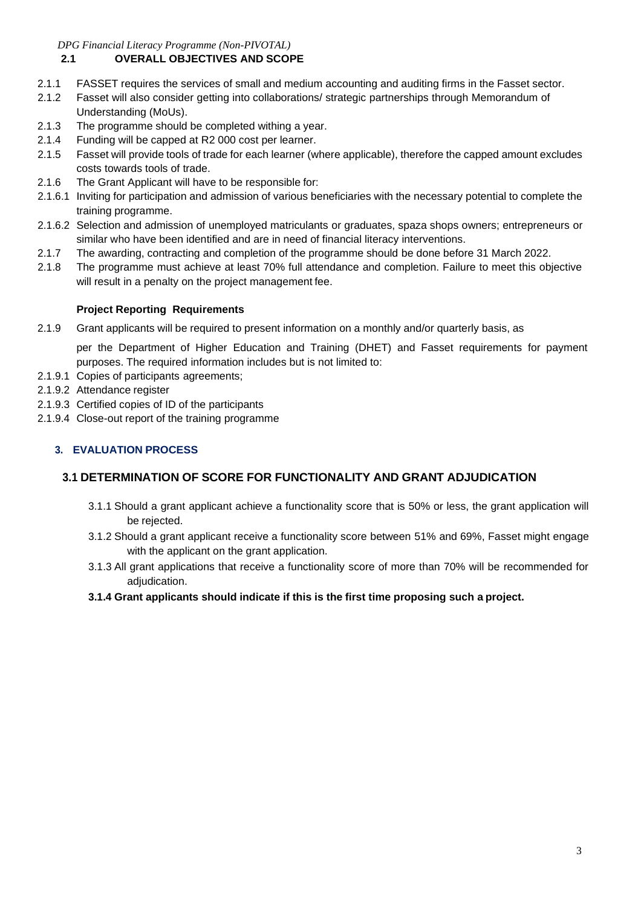*DPG Financial Literacy Programme (Non-PIVOTAL)*

## 2.1 OVERALL OBJECTIVES AND SCOPE

2.1.1 FASSET requires the services of small and medium accounting and auditing firms in the Fasset sector.

2.1.2 Fasset will also consider getting into collaborations/ strategic partnerships through Memorandum of Understanding (MoUs).

2.1.3 The programme should be completed withing a year.

2.1.4 Funding will be capped at R2 000 cost per learner.

2.1.5 Fasset will provide tools of trade for each learner (where applicable), therefore the capped amount excludes costs towards tools of trade.

2.1.6 The Grant Applicant will have to be responsible for:

2.1.6.1 Inviting for participation and admission of various beneficiaries with the necessary potential to complete the training programme.

2.1.6.2 Selection and admission of unemployed matriculants or graduates, spaza shops owners; entrepreneurs or similar who have been identified and are in need of financial literacy interventions.

2.1.7 The awarding, contracting and completion of the programme should be done before 31 March 2022.

2.1.8 The programme must achieve at least 70% full attendance and completion. Failure to meet this objective will result in a penalty on the project management fee.

**Project Reporting Requirements**

2.1.9 Grant applicants will be required to present information on a monthly and/or quarterly basis, as per the Department of Higher Education and Training (DHET) and Fasset requirements for payment purposes. The required information includes but is not limited to:

2.1.9.1 Copies of participants agreements;

2.1.9.2 Attendance register

2.1.9.3 Certified copies of ID of the participants

2.1.9.4 Close-out report of the training programme

# 3. EVALUATION PROCESS

## 3.1 DETERMINATION OF SCORE FOR FUNCTIONALITY AND GRANT ADJUDICATION

3.1.1 Should a grant applicant achieve a functionality score that is 50% or less, the grant application will be rejected.

3.1.2 Should a grant applicant receive a functionality score between 51% and 69%, Fasset might engage with the applicant on the grant application.

3.1.3 All grant applications that receive a functionality score of more than 70% will be recommended for adjudication.

**3.1.4 Grant applicants should indicate if this is the first time proposing such a project.**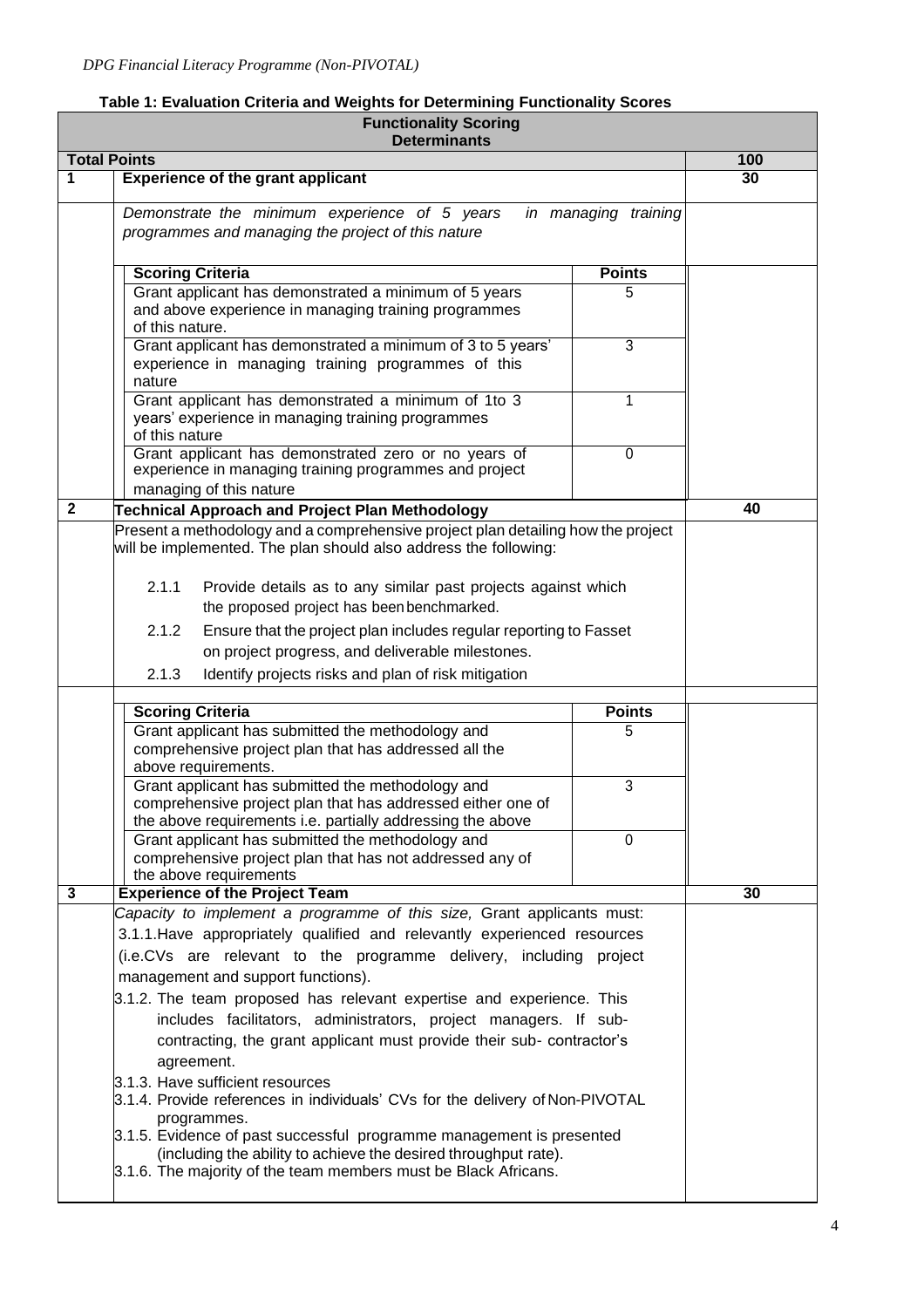**Table 1: Evaluation Criteria and Weights for Determining Functionality Scores**

| | Functionality Scoring Determinants | |
|---|---|---|
| **Total Points** | | **100** |
| **1** | **Experience of the grant applicant** | **30** |
| | *Demonstrate the minimum experience of 5 years in managing training programmes and managing the project of this nature* | |

| Scoring Criteria | Points |
|---|---|
| Grant applicant has demonstrated a minimum of 5 years and above experience in managing training programmes of this nature. | 5 |
| Grant applicant has demonstrated a minimum of 3 to 5 years' experience in managing training programmes of this nature | 3 |
| Grant applicant has demonstrated a minimum of 1to 3 years' experience in managing training programmes of this nature | 1 |
| Grant applicant has demonstrated zero or no years of experience in managing training programmes and project managing of this nature | 0 |

| | | |
|---|---|---|
| **2** | **Technical Approach and Project Plan Methodology** | **40** |
| | Present a methodology and a comprehensive project plan detailing how the project will be implemented. The plan should also address the following:<br><br>2.1.1 Provide details as to any similar past projects against which the proposed project has been benchmarked.<br>2.1.2 Ensure that the project plan includes regular reporting to Fasset on project progress, and deliverable milestones.<br>2.1.3 Identify projects risks and plan of risk mitigation | |

| Scoring Criteria | Points |
|---|---|
| Grant applicant has submitted the methodology and comprehensive project plan that has addressed all the above requirements. | 5 |
| Grant applicant has submitted the methodology and comprehensive project plan that has addressed either one of the above requirements i.e. partially addressing the above | 3 |
| Grant applicant has submitted the methodology and comprehensive project plan that has not addressed any of the above requirements | 0 |

| | | |
|---|---|---|
| **3** | **Experience of the Project Team** | **30** |
| | *Capacity to implement a programme of this size,* Grant applicants must:<br>3.1.1.Have appropriately qualified and relevantly experienced resources (i.e.CVs are relevant to the programme delivery, including project management and support functions).<br>3.1.2. The team proposed has relevant expertise and experience. This includes facilitators, administrators, project managers. If sub-contracting, the grant applicant must provide their sub- contractor's agreement.<br>3.1.3. Have sufficient resources<br>3.1.4. Provide references in individuals' CVs for the delivery of Non-PIVOTAL programmes.<br>3.1.5. Evidence of past successful programme management is presented (including the ability to achieve the desired throughput rate).<br>3.1.6. The majority of the team members must be Black Africans. | |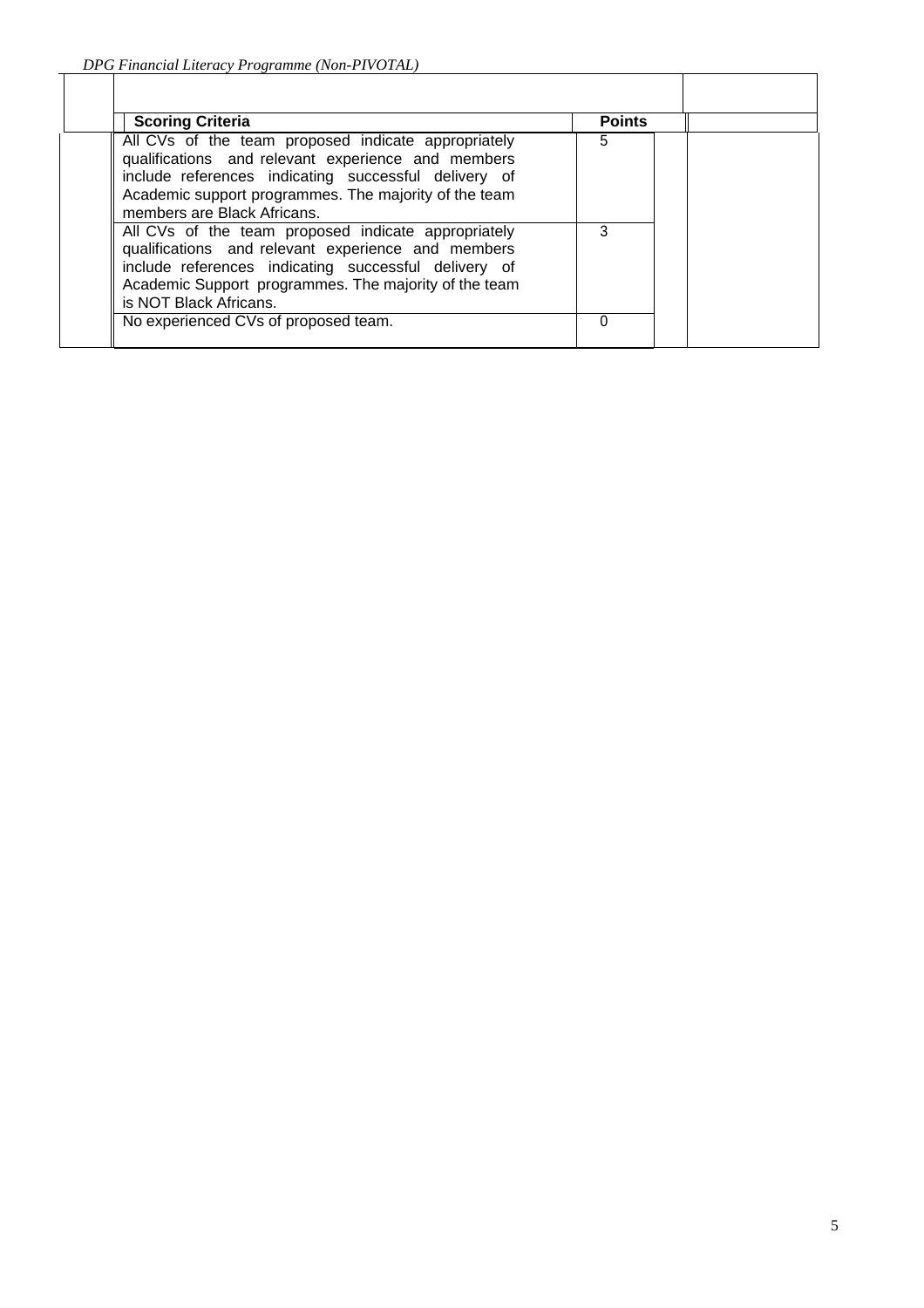| Scoring Criteria | Points |
|---|---|
| All CVs of the team proposed indicate appropriately qualifications and relevant experience and members include references indicating successful delivery of Academic support programmes. The majority of the team members are Black Africans. | 5 |
| All CVs of the team proposed indicate appropriately qualifications and relevant experience and members include references indicating successful delivery of Academic Support programmes. The majority of the team is NOT Black Africans. | 3 |
| No experienced CVs of proposed team. | 0 |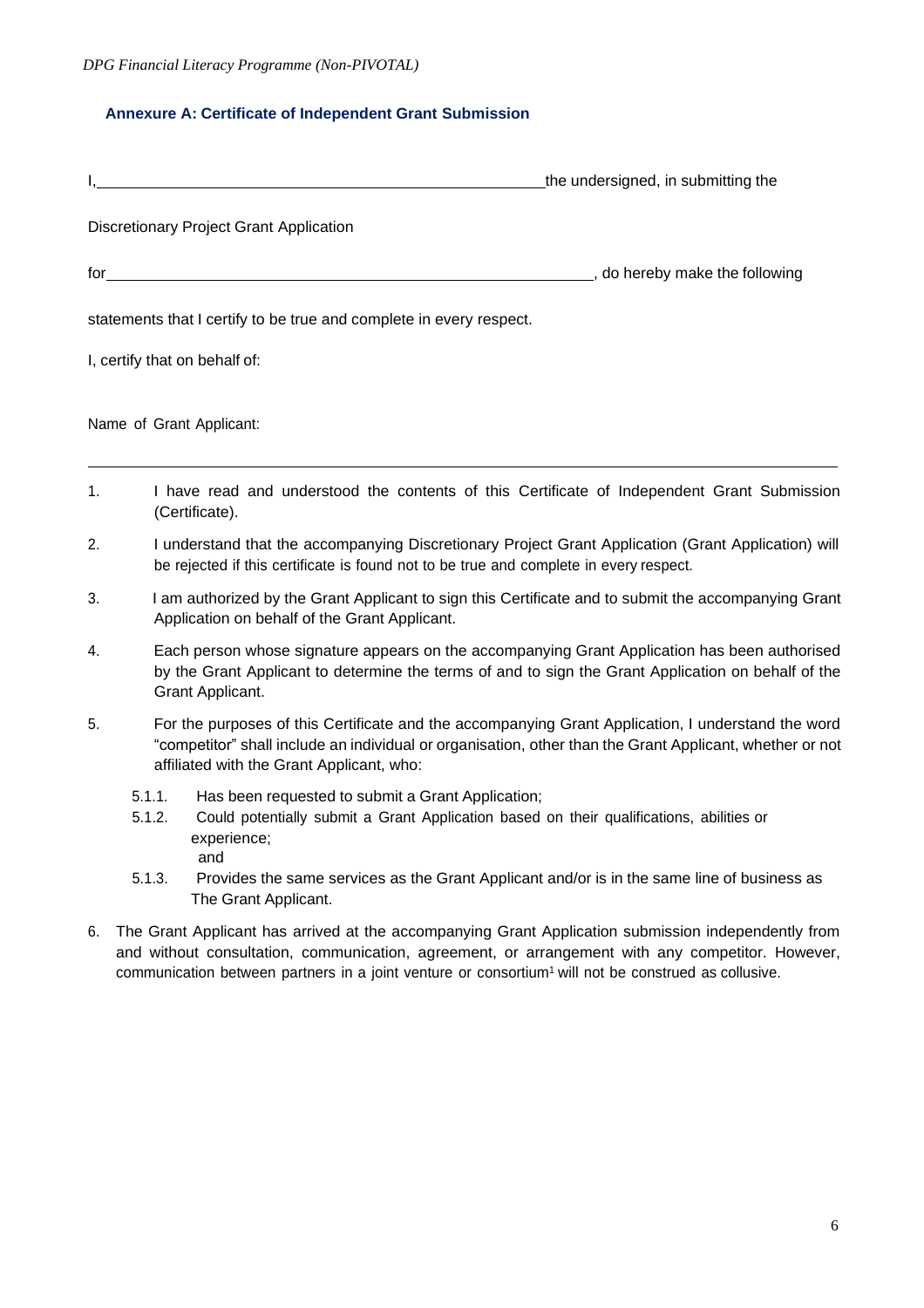## Annexure A: Certificate of Independent Grant Submission

I, ______________________________________________ the undersigned, in submitting the

Discretionary Project Grant Application

for ______________________________________________, do hereby make the following

statements that I certify to be true and complete in every respect.

I, certify that on behalf of:

Name of Grant Applicant:

---

1. I have read and understood the contents of this Certificate of Independent Grant Submission (Certificate).
2. I understand that the accompanying Discretionary Project Grant Application (Grant Application) will be rejected if this certificate is found not to be true and complete in every respect.
3. I am authorized by the Grant Applicant to sign this Certificate and to submit the accompanying Grant Application on behalf of the Grant Applicant.
4. Each person whose signature appears on the accompanying Grant Application has been authorised by the Grant Applicant to determine the terms of and to sign the Grant Application on behalf of the Grant Applicant.
5. For the purposes of this Certificate and the accompanying Grant Application, I understand the word "competitor" shall include an individual or organisation, other than the Grant Applicant, whether or not affiliated with the Grant Applicant, who:
   - 5.1.1. Has been requested to submit a Grant Application;
   - 5.1.2. Could potentially submit a Grant Application based on their qualifications, abilities or experience;
     and
   - 5.1.3. Provides the same services as the Grant Applicant and/or is in the same line of business as The Grant Applicant.
6. The Grant Applicant has arrived at the accompanying Grant Application submission independently from and without consultation, communication, agreement, or arrangement with any competitor. However, communication between partners in a joint venture or consortium[1] will not be construed as collusive.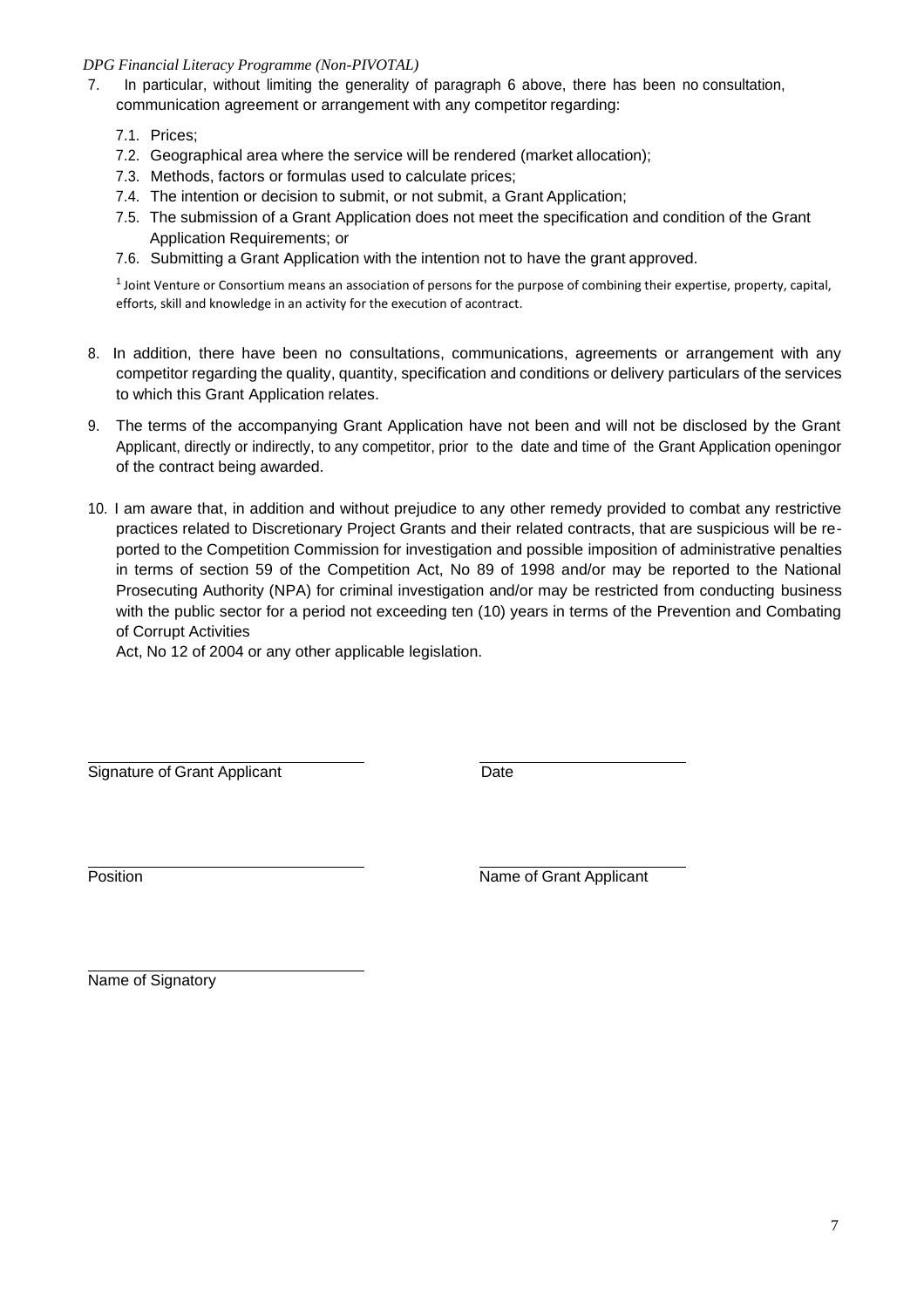7. In particular, without limiting the generality of paragraph 6 above, there has been no consultation, communication agreement or arrangement with any competitor regarding:

   7.1. Prices;
   7.2. Geographical area where the service will be rendered (market allocation);
   7.3. Methods, factors or formulas used to calculate prices;
   7.4. The intention or decision to submit, or not submit, a Grant Application;
   7.5. The submission of a Grant Application does not meet the specification and condition of the Grant Application Requirements; or
   7.6. Submitting a Grant Application with the intention not to have the grant approved.

[1] Joint Venture or Consortium means an association of persons for the purpose of combining their expertise, property, capital, efforts, skill and knowledge in an activity for the execution of acontract.

8. In addition, there have been no consultations, communications, agreements or arrangement with any competitor regarding the quality, quantity, specification and conditions or delivery particulars of the services to which this Grant Application relates.

9. The terms of the accompanying Grant Application have not been and will not be disclosed by the Grant Applicant, directly or indirectly, to any competitor, prior to the date and time of the Grant Application openingor of the contract being awarded.

10. I am aware that, in addition and without prejudice to any other remedy provided to combat any restrictive practices related to Discretionary Project Grants and their related contracts, that are suspicious will be re-ported to the Competition Commission for investigation and possible imposition of administrative penalties in terms of section 59 of the Competition Act, No 89 of 1998 and/or may be reported to the National Prosecuting Authority (NPA) for criminal investigation and/or may be restricted from conducting business with the public sector for a period not exceeding ten (10) years in terms of the Prevention and Combating of Corrupt Activities
Act, No 12 of 2004 or any other applicable legislation.

Signature of Grant Applicant ____________________ Date ____________________

Position ____________________ Name of Grant Applicant ____________________

Name of Signatory ____________________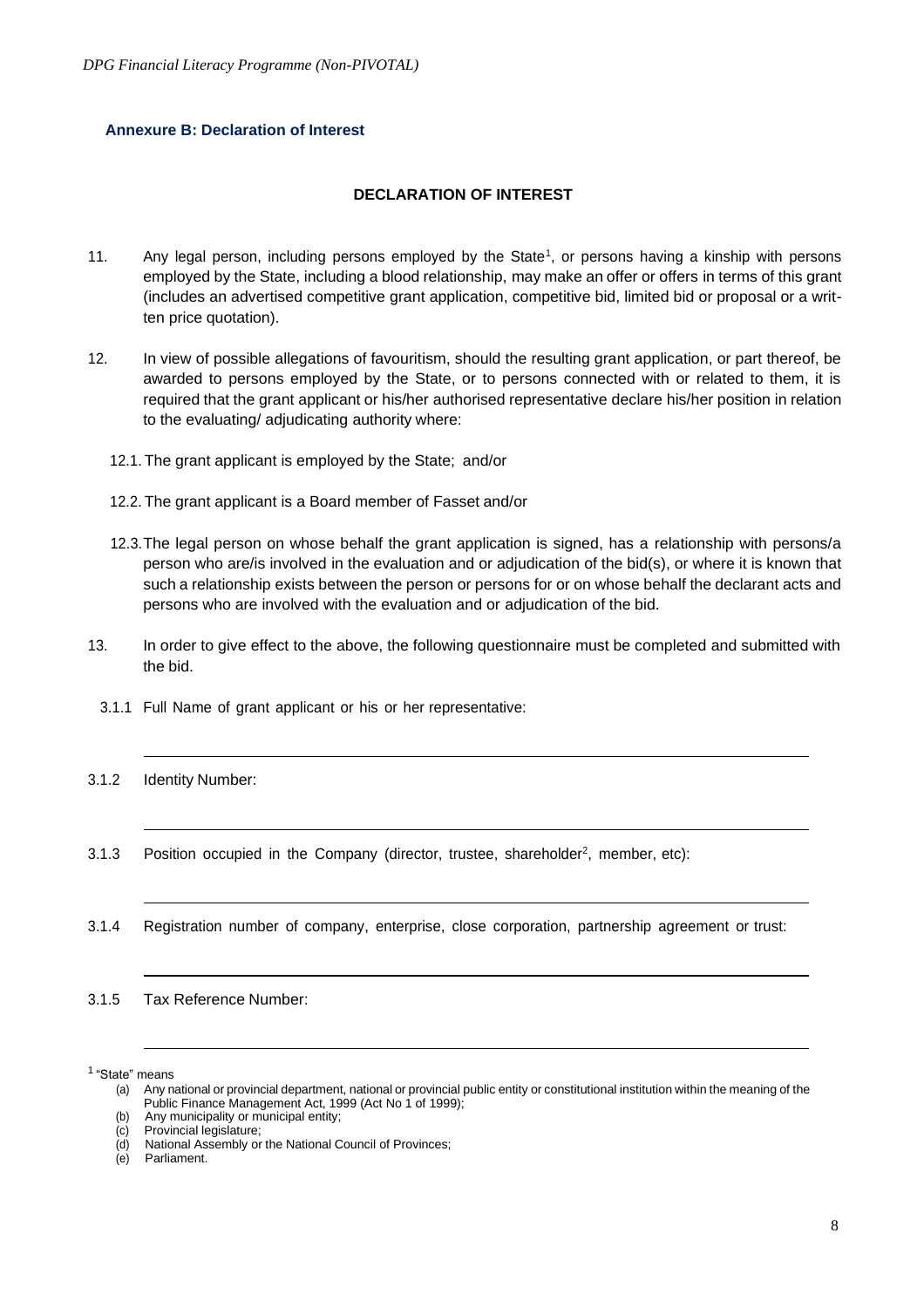## Annexure B: Declaration of Interest

**DECLARATION OF INTEREST**

11. Any legal person, including persons employed by the State[1], or persons having a kinship with persons employed by the State, including a blood relationship, may make an offer or offers in terms of this grant (includes an advertised competitive grant application, competitive bid, limited bid or proposal or a written price quotation).

12. In view of possible allegations of favouritism, should the resulting grant application, or part thereof, be awarded to persons employed by the State, or to persons connected with or related to them, it is required that the grant applicant or his/her authorised representative declare his/her position in relation to the evaluating/ adjudicating authority where:

    12.1. The grant applicant is employed by the State; and/or

    12.2. The grant applicant is a Board member of Fasset and/or

    12.3. The legal person on whose behalf the grant application is signed, has a relationship with persons/a person who are/is involved in the evaluation and or adjudication of the bid(s), or where it is known that such a relationship exists between the person or persons for or on whose behalf the declarant acts and persons who are involved with the evaluation and or adjudication of the bid.

13. In order to give effect to the above, the following questionnaire must be completed and submitted with the bid.

3.1.1 Full Name of grant applicant or his or her representative:

_______________________________________________

3.1.2 Identity Number:

_______________________________________________

3.1.3 Position occupied in the Company (director, trustee, shareholder[2], member, etc):

_______________________________________________

3.1.4 Registration number of company, enterprise, close corporation, partnership agreement or trust:

_______________________________________________

3.1.5 Tax Reference Number:

_______________________________________________

[1] "State" means
(a) Any national or provincial department, national or provincial public entity or constitutional institution within the meaning of the Public Finance Management Act, 1999 (Act No 1 of 1999);
(b) Any municipality or municipal entity;
(c) Provincial legislature;
(d) National Assembly or the National Council of Provinces;
(e) Parliament.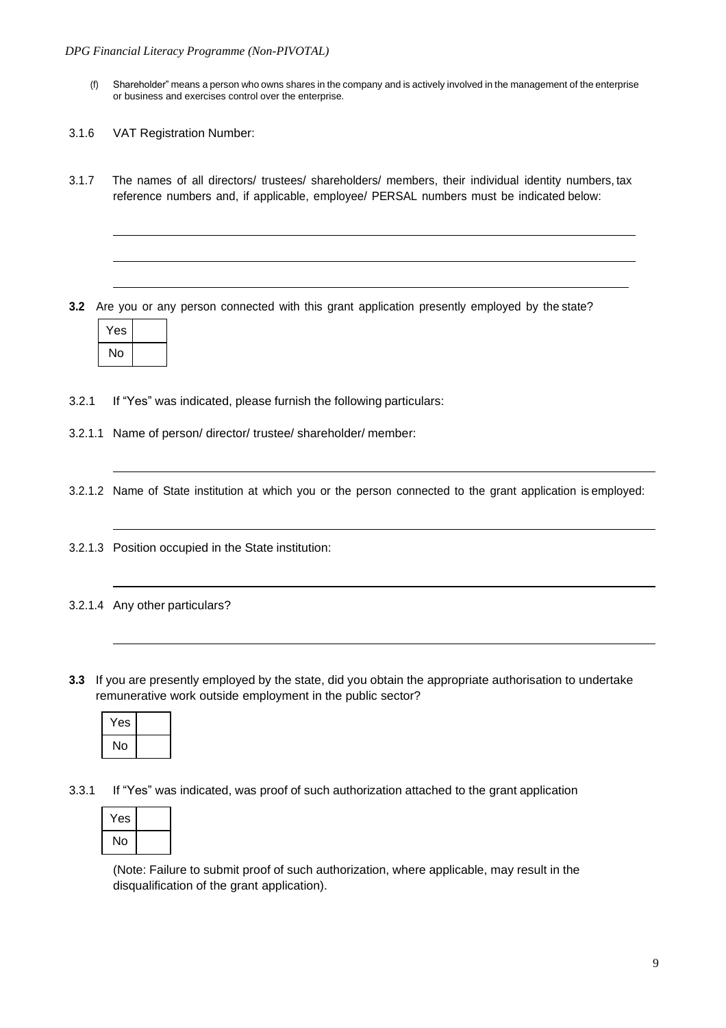(f) Shareholder" means a person who owns shares in the company and is actively involved in the management of the enterprise or business and exercises control over the enterprise.

3.1.6 VAT Registration Number:

3.1.7 The names of all directors/ trustees/ shareholders/ members, their individual identity numbers, tax reference numbers and, if applicable, employee/ PERSAL numbers must be indicated below:

\_\_\_\_\_\_\_\_\_\_\_\_\_\_\_\_\_\_\_\_\_\_\_\_\_\_\_\_\_\_\_\_\_\_\_\_\_\_\_\_\_\_\_\_\_\_\_\_\_\_\_\_\_\_\_\_\_\_\_\_\_\_\_\_\_\_\_\_\_\_

\_\_\_\_\_\_\_\_\_\_\_\_\_\_\_\_\_\_\_\_\_\_\_\_\_\_\_\_\_\_\_\_\_\_\_\_\_\_\_\_\_\_\_\_\_\_\_\_\_\_\_\_\_\_\_\_\_\_\_\_\_\_\_\_\_\_\_\_\_\_

\_\_\_\_\_\_\_\_\_\_\_\_\_\_\_\_\_\_\_\_\_\_\_\_\_\_\_\_\_\_\_\_\_\_\_\_\_\_\_\_\_\_\_\_\_\_\_\_\_\_\_\_\_\_\_\_\_\_\_\_\_\_\_\_\_\_\_\_\_\_

**3.2** Are you or any person connected with this grant application presently employed by the state?

| Yes | |
|---|---|
| No | |

3.2.1 If "Yes" was indicated, please furnish the following particulars:

3.2.1.1 Name of person/ director/ trustee/ shareholder/ member:

\_\_\_\_\_\_\_\_\_\_\_\_\_\_\_\_\_\_\_\_\_\_\_\_\_\_\_\_\_\_\_\_\_\_\_\_\_\_\_\_\_\_\_\_\_\_\_\_\_\_\_\_\_\_\_\_\_\_\_\_\_\_\_\_\_\_\_\_\_\_

3.2.1.2 Name of State institution at which you or the person connected to the grant application is employed:

\_\_\_\_\_\_\_\_\_\_\_\_\_\_\_\_\_\_\_\_\_\_\_\_\_\_\_\_\_\_\_\_\_\_\_\_\_\_\_\_\_\_\_\_\_\_\_\_\_\_\_\_\_\_\_\_\_\_\_\_\_\_\_\_\_\_\_\_\_\_

3.2.1.3 Position occupied in the State institution:

\_\_\_\_\_\_\_\_\_\_\_\_\_\_\_\_\_\_\_\_\_\_\_\_\_\_\_\_\_\_\_\_\_\_\_\_\_\_\_\_\_\_\_\_\_\_\_\_\_\_\_\_\_\_\_\_\_\_\_\_\_\_\_\_\_\_\_\_\_\_

3.2.1.4 Any other particulars?

\_\_\_\_\_\_\_\_\_\_\_\_\_\_\_\_\_\_\_\_\_\_\_\_\_\_\_\_\_\_\_\_\_\_\_\_\_\_\_\_\_\_\_\_\_\_\_\_\_\_\_\_\_\_\_\_\_\_\_\_\_\_\_\_\_\_\_\_\_\_

**3.3** If you are presently employed by the state, did you obtain the appropriate authorisation to undertake remunerative work outside employment in the public sector?

| Yes | |
|---|---|
| No | |

3.3.1 If "Yes" was indicated, was proof of such authorization attached to the grant application

| Yes | |
|---|---|
| No | |

(Note: Failure to submit proof of such authorization, where applicable, may result in the disqualification of the grant application).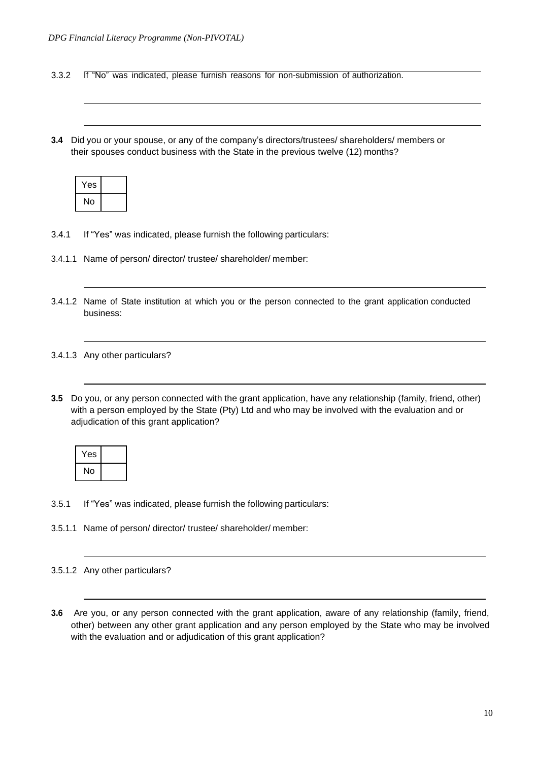3.3.2 If "No" was indicated, please furnish reasons for non-submission of authorization.

\_\_\_\_\_\_\_\_\_\_\_\_\_\_\_\_\_\_\_\_\_\_\_\_\_\_\_\_\_\_\_\_\_\_\_\_\_\_\_\_\_\_\_\_\_\_\_\_\_\_\_\_\_\_\_\_\_\_\_\_\_\_\_\_\_\_\_\_\_\_\_\_\_\_

\_\_\_\_\_\_\_\_\_\_\_\_\_\_\_\_\_\_\_\_\_\_\_\_\_\_\_\_\_\_\_\_\_\_\_\_\_\_\_\_\_\_\_\_\_\_\_\_\_\_\_\_\_\_\_\_\_\_\_\_\_\_\_\_\_\_\_\_\_\_\_\_\_\_

**3.4** Did you or your spouse, or any of the company's directors/trustees/ shareholders/ members or their spouses conduct business with the State in the previous twelve (12) months?

| Yes | |
|---|---|
| No | |

3.4.1 If "Yes" was indicated, please furnish the following particulars:

3.4.1.1 Name of person/ director/ trustee/ shareholder/ member:

\_\_\_\_\_\_\_\_\_\_\_\_\_\_\_\_\_\_\_\_\_\_\_\_\_\_\_\_\_\_\_\_\_\_\_\_\_\_\_\_\_\_\_\_\_\_\_\_\_\_\_\_\_\_\_\_\_\_\_\_\_\_\_\_\_\_\_\_\_\_\_\_\_\_

3.4.1.2 Name of State institution at which you or the person connected to the grant application conducted business:

\_\_\_\_\_\_\_\_\_\_\_\_\_\_\_\_\_\_\_\_\_\_\_\_\_\_\_\_\_\_\_\_\_\_\_\_\_\_\_\_\_\_\_\_\_\_\_\_\_\_\_\_\_\_\_\_\_\_\_\_\_\_\_\_\_\_\_\_\_\_\_\_\_\_

3.4.1.3 Any other particulars?

\_\_\_\_\_\_\_\_\_\_\_\_\_\_\_\_\_\_\_\_\_\_\_\_\_\_\_\_\_\_\_\_\_\_\_\_\_\_\_\_\_\_\_\_\_\_\_\_\_\_\_\_\_\_\_\_\_\_\_\_\_\_\_\_\_\_\_\_\_\_\_\_\_\_

**3.5** Do you, or any person connected with the grant application, have any relationship (family, friend, other) with a person employed by the State (Pty) Ltd and who may be involved with the evaluation and or adjudication of this grant application?

| Yes | |
|---|---|
| No | |

3.5.1 If "Yes" was indicated, please furnish the following particulars:

3.5.1.1 Name of person/ director/ trustee/ shareholder/ member:

\_\_\_\_\_\_\_\_\_\_\_\_\_\_\_\_\_\_\_\_\_\_\_\_\_\_\_\_\_\_\_\_\_\_\_\_\_\_\_\_\_\_\_\_\_\_\_\_\_\_\_\_\_\_\_\_\_\_\_\_\_\_\_\_\_\_\_\_\_\_\_\_\_\_

3.5.1.2 Any other particulars?

\_\_\_\_\_\_\_\_\_\_\_\_\_\_\_\_\_\_\_\_\_\_\_\_\_\_\_\_\_\_\_\_\_\_\_\_\_\_\_\_\_\_\_\_\_\_\_\_\_\_\_\_\_\_\_\_\_\_\_\_\_\_\_\_\_\_\_\_\_\_\_\_\_\_

**3.6** Are you, or any person connected with the grant application, aware of any relationship (family, friend, other) between any other grant application and any person employed by the State who may be involved with the evaluation and or adjudication of this grant application?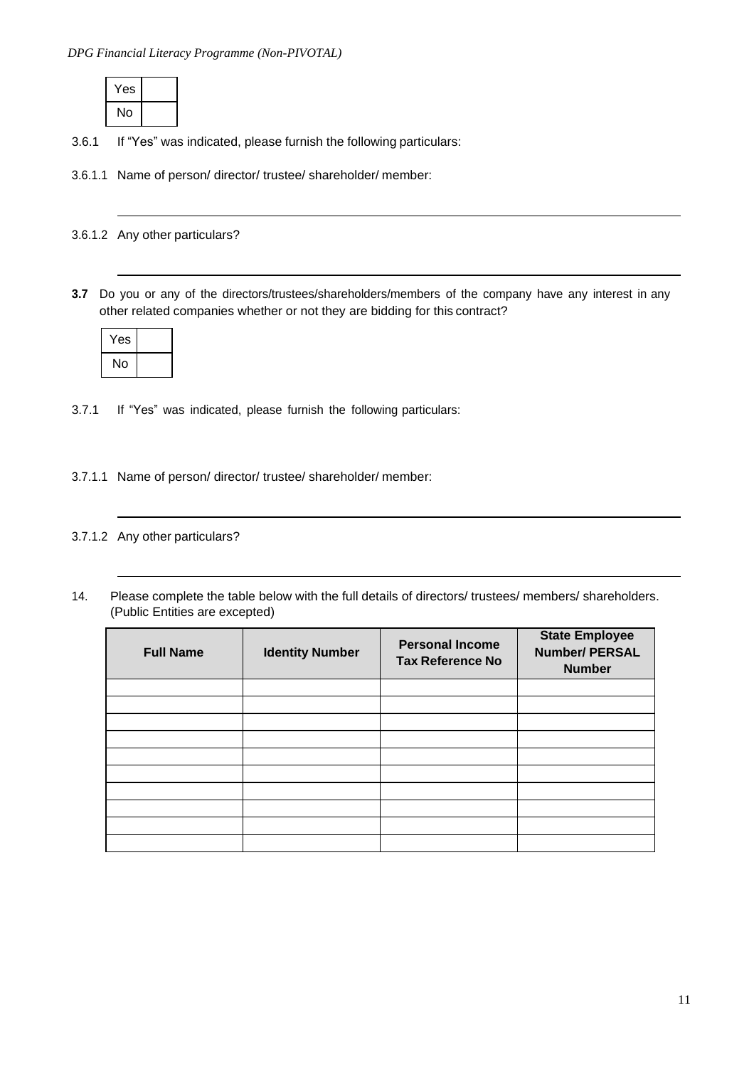| Yes | |
|---|---|
| No | |

3.6.1 If "Yes" was indicated, please furnish the following particulars:

3.6.1.1 Name of person/ director/ trustee/ shareholder/ member:

_______________________________________________________________

3.6.1.2 Any other particulars?

_______________________________________________________________

**3.7** Do you or any of the directors/trustees/shareholders/members of the company have any interest in any other related companies whether or not they are bidding for this contract?

| Yes | |
|---|---|
| No | |

3.7.1 If "Yes" was indicated, please furnish the following particulars:

3.7.1.1 Name of person/ director/ trustee/ shareholder/ member:

_______________________________________________________________

3.7.1.2 Any other particulars?

_______________________________________________________________

14. Please complete the table below with the full details of directors/ trustees/ members/ shareholders. (Public Entities are excepted)

| Full Name | Identity Number | Personal Income Tax Reference No | State Employee Number/ PERSAL Number |
|---|---|---|---|
| | | | |
| | | | |
| | | | |
| | | | |
| | | | |
| | | | |
| | | | |
| | | | |
| | | | |
| | | | |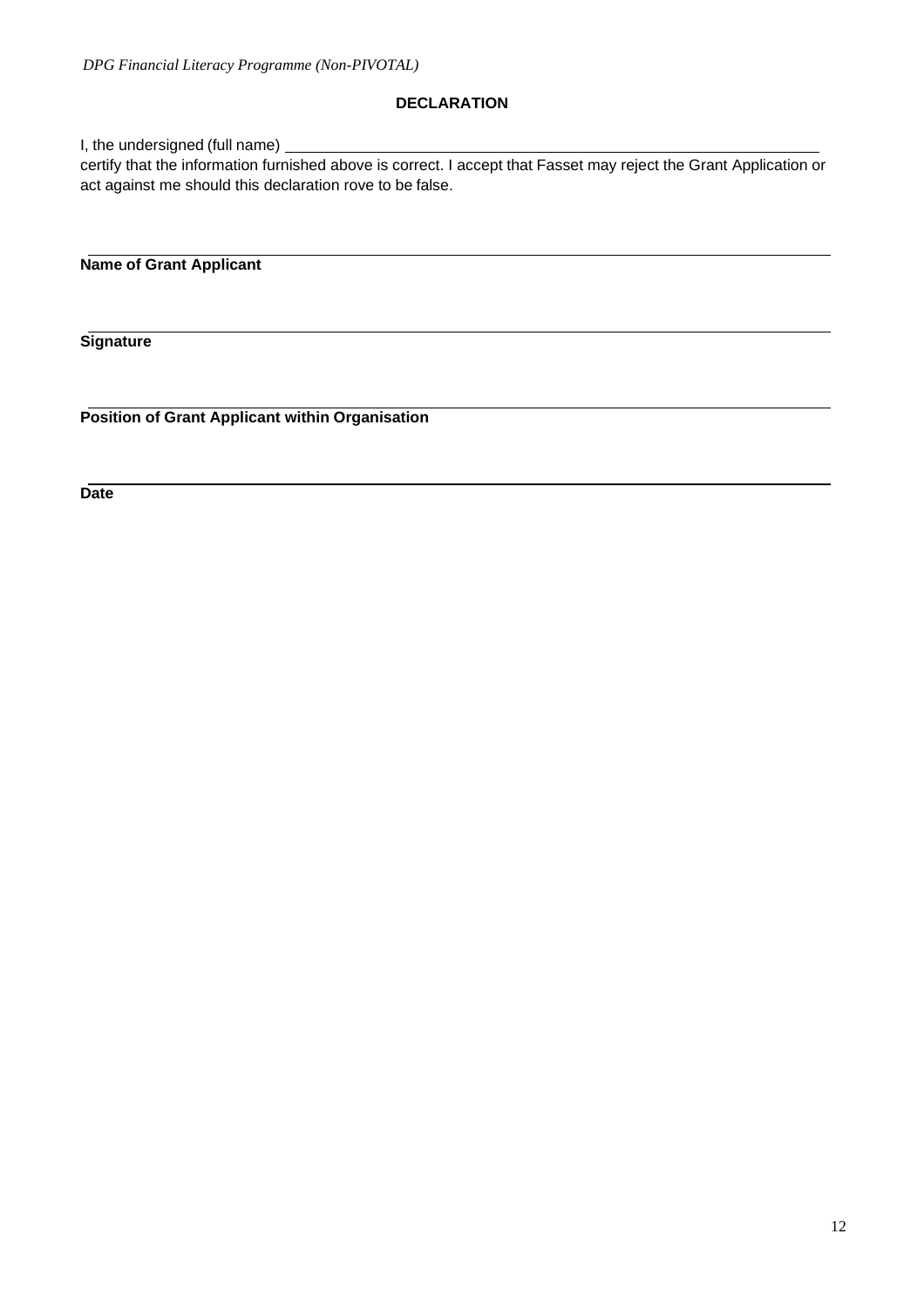## DECLARATION

I, the undersigned (full name) \_\_\_\_\_\_\_\_\_\_\_\_\_\_\_\_\_\_\_\_\_\_\_\_\_\_\_\_\_\_\_\_\_\_\_\_\_\_\_\_\_\_\_\_\_\_\_\_
certify that the information furnished above is correct. I accept that Fasset may reject the Grant Application or act against me should this declaration rove to be false.

\_\_\_\_\_\_\_\_\_\_\_\_\_\_\_\_\_\_\_\_\_\_\_\_\_\_\_\_\_\_\_\_\_\_\_\_\_\_\_\_\_\_\_\_\_\_\_\_\_\_\_\_\_\_\_\_\_\_\_\_\_\_\_\_

**Name of Grant Applicant**

\_\_\_\_\_\_\_\_\_\_\_\_\_\_\_\_\_\_\_\_\_\_\_\_\_\_\_\_\_\_\_\_\_\_\_\_\_\_\_\_\_\_\_\_\_\_\_\_\_\_\_\_\_\_\_\_\_\_\_\_\_\_\_\_

**Signature**

\_\_\_\_\_\_\_\_\_\_\_\_\_\_\_\_\_\_\_\_\_\_\_\_\_\_\_\_\_\_\_\_\_\_\_\_\_\_\_\_\_\_\_\_\_\_\_\_\_\_\_\_\_\_\_\_\_\_\_\_\_\_\_\_

**Position of Grant Applicant within Organisation**

\_\_\_\_\_\_\_\_\_\_\_\_\_\_\_\_\_\_\_\_\_\_\_\_\_\_\_\_\_\_\_\_\_\_\_\_\_\_\_\_\_\_\_\_\_\_\_\_\_\_\_\_\_\_\_\_\_\_\_\_\_\_\_\_

**Date**